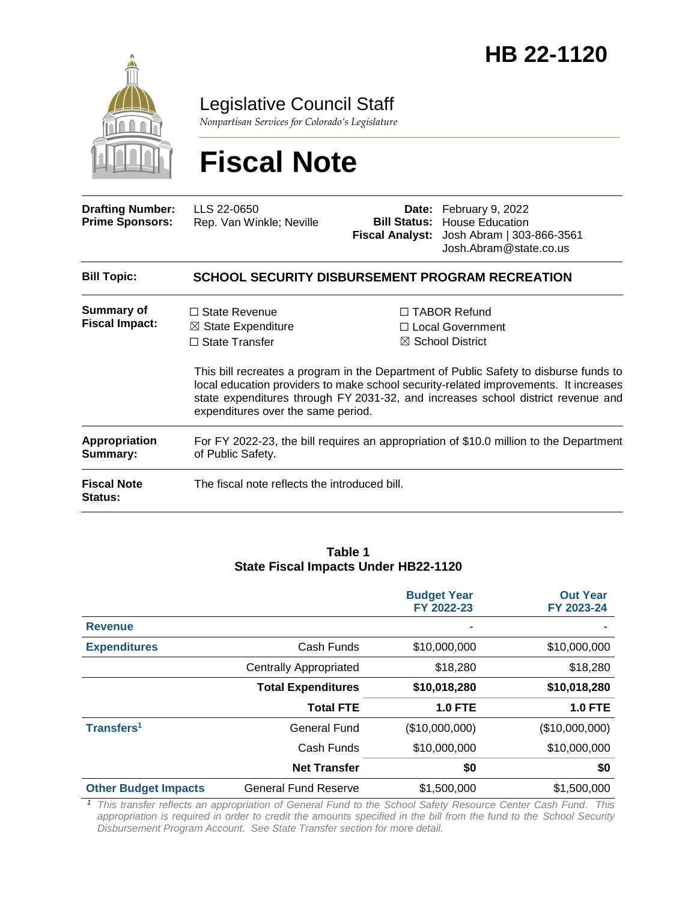# HB 22-1120

Legislative Council Staff

*Nonpartisan Services for Colorado's Legislature*

# Fiscal Note

| | | | |
|---|---|---|---|
| **Drafting Number:** | LLS 22-0650 | **Date:** | February 9, 2022 |
| **Prime Sponsors:** | Rep. Van Winkle; Neville | **Bill Status:** | House Education |
| | | **Fiscal Analyst:** | Josh Abram \| 303-866-3561 Josh.Abram@state.co.us |

**Bill Topic:** **SCHOOL SECURITY DISBURSEMENT PROGRAM RECREATION**

**Summary of Fiscal Impact:**

☐ State Revenue
☒ State Expenditure
☐ State Transfer
☐ TABOR Refund
☐ Local Government
☒ School District

This bill recreates a program in the Department of Public Safety to disburse funds to local education providers to make school security-related improvements. It increases state expenditures through FY 2031-32, and increases school district revenue and expenditures over the same period.

**Appropriation Summary:** For FY 2022-23, the bill requires an appropriation of $10.0 million to the Department of Public Safety.

**Fiscal Note Status:** The fiscal note reflects the introduced bill.

**Table 1**
**State Fiscal Impacts Under HB22-1120**

| | | Budget Year FY 2022-23 | Out Year FY 2023-24 |
|---|---|---|---|
| **Revenue** | | - | - |
| **Expenditures** | Cash Funds | $10,000,000 | $10,000,000 |
| | Centrally Appropriated | $18,280 | $18,280 |
| | **Total Expenditures** | **$10,018,280** | **$10,018,280** |
| | **Total FTE** | **1.0 FTE** | **1.0 FTE** |
| **Transfers[1]** | General Fund | ($10,000,000) | ($10,000,000) |
| | Cash Funds | $10,000,000 | $10,000,000 |
| | **Net Transfer** | **$0** | **$0** |
| **Other Budget Impacts** | General Fund Reserve | $1,500,000 | $1,500,000 |

[1] *This transfer reflects an appropriation of General Fund to the School Safety Resource Center Cash Fund. This appropriation is required in order to credit the amounts specified in the bill from the fund to the School Security Disbursement Program Account. See State Transfer section for more detail.*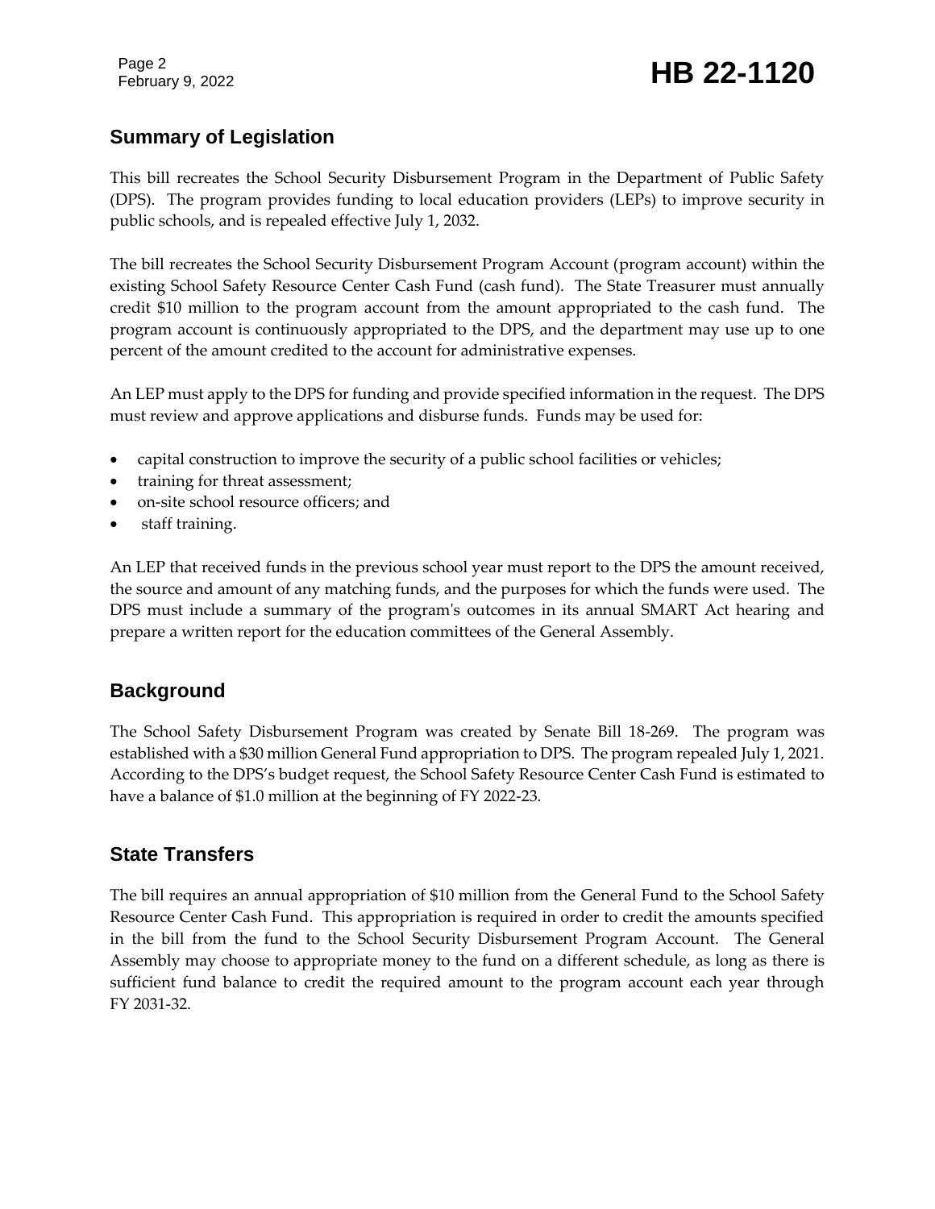## Summary of Legislation

This bill recreates the School Security Disbursement Program in the Department of Public Safety (DPS). The program provides funding to local education providers (LEPs) to improve security in public schools, and is repealed effective July 1, 2032.

The bill recreates the School Security Disbursement Program Account (program account) within the existing School Safety Resource Center Cash Fund (cash fund). The State Treasurer must annually credit $10 million to the program account from the amount appropriated to the cash fund. The program account is continuously appropriated to the DPS, and the department may use up to one percent of the amount credited to the account for administrative expenses.

An LEP must apply to the DPS for funding and provide specified information in the request. The DPS must review and approve applications and disburse funds. Funds may be used for:

- capital construction to improve the security of a public school facilities or vehicles;
- training for threat assessment;
- on-site school resource officers; and
- staff training.

An LEP that received funds in the previous school year must report to the DPS the amount received, the source and amount of any matching funds, and the purposes for which the funds were used. The DPS must include a summary of the program's outcomes in its annual SMART Act hearing and prepare a written report for the education committees of the General Assembly.

## Background

The School Safety Disbursement Program was created by Senate Bill 18-269. The program was established with a $30 million General Fund appropriation to DPS. The program repealed July 1, 2021. According to the DPS's budget request, the School Safety Resource Center Cash Fund is estimated to have a balance of $1.0 million at the beginning of FY 2022-23.

## State Transfers

The bill requires an annual appropriation of $10 million from the General Fund to the School Safety Resource Center Cash Fund. This appropriation is required in order to credit the amounts specified in the bill from the fund to the School Security Disbursement Program Account. The General Assembly may choose to appropriate money to the fund on a different schedule, as long as there is sufficient fund balance to credit the required amount to the program account each year through FY 2031-32.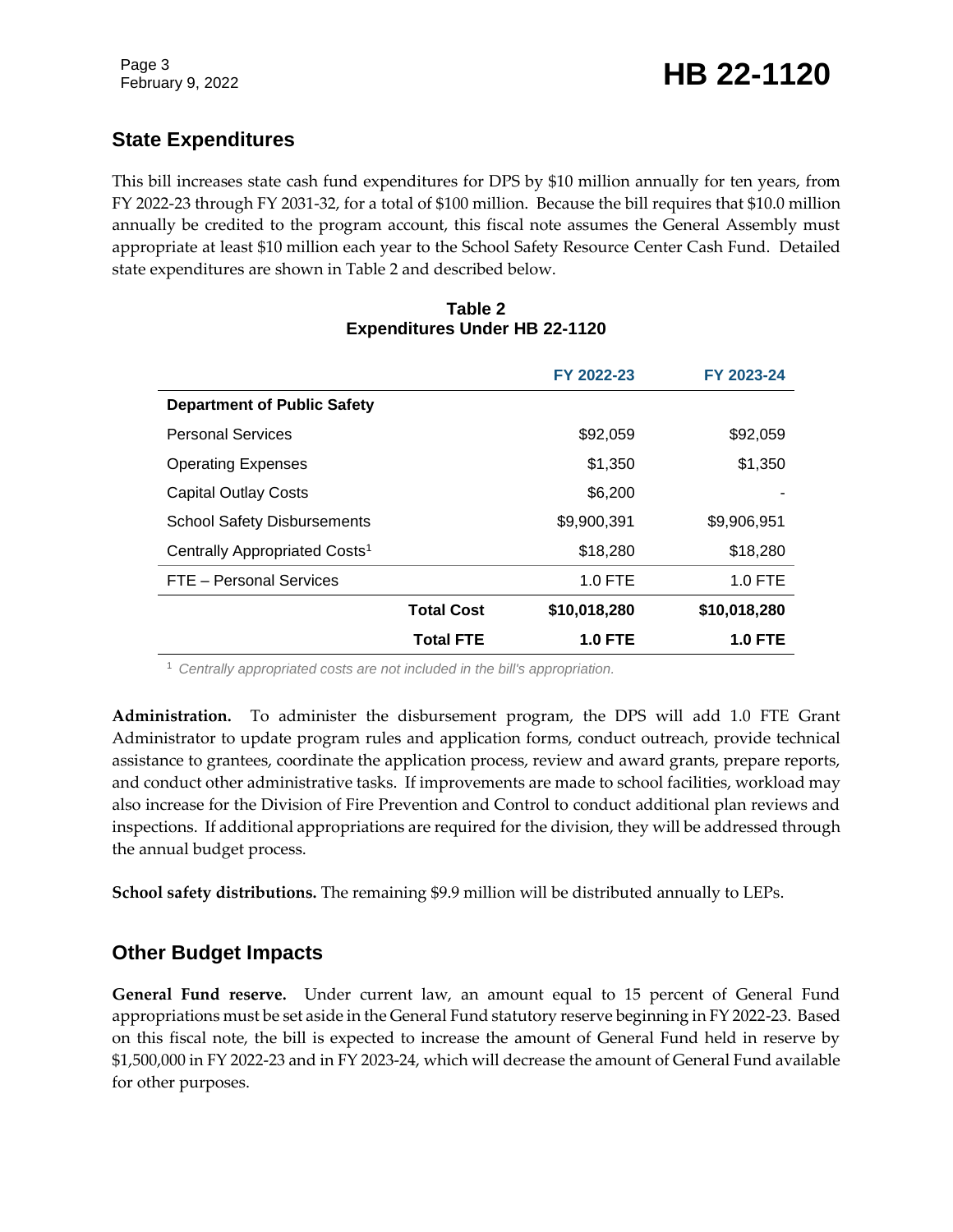## State Expenditures

This bill increases state cash fund expenditures for DPS by $10 million annually for ten years, from FY 2022-23 through FY 2031-32, for a total of $100 million. Because the bill requires that $10.0 million annually be credited to the program account, this fiscal note assumes the General Assembly must appropriate at least $10 million each year to the School Safety Resource Center Cash Fund. Detailed state expenditures are shown in Table 2 and described below.

**Table 2**
**Expenditures Under HB 22-1120**

| | FY 2022-23 | FY 2023-24 |
|---|---|---|
| **Department of Public Safety** | | |
| Personal Services | $92,059 | $92,059 |
| Operating Expenses | $1,350 | $1,350 |
| Capital Outlay Costs | $6,200 | - |
| School Safety Disbursements | $9,900,391 | $9,906,951 |
| Centrally Appropriated Costs[1] | $18,280 | $18,280 |
| FTE – Personal Services | 1.0 FTE | 1.0 FTE |
| **Total Cost** | **$10,018,280** | **$10,018,280** |
| **Total FTE** | **1.0 FTE** | **1.0 FTE** |

[1] *Centrally appropriated costs are not included in the bill's appropriation.*

**Administration.** To administer the disbursement program, the DPS will add 1.0 FTE Grant Administrator to update program rules and application forms, conduct outreach, provide technical assistance to grantees, coordinate the application process, review and award grants, prepare reports, and conduct other administrative tasks. If improvements are made to school facilities, workload may also increase for the Division of Fire Prevention and Control to conduct additional plan reviews and inspections. If additional appropriations are required for the division, they will be addressed through the annual budget process.

**School safety distributions.** The remaining $9.9 million will be distributed annually to LEPs.

## Other Budget Impacts

**General Fund reserve.** Under current law, an amount equal to 15 percent of General Fund appropriations must be set aside in the General Fund statutory reserve beginning in FY 2022-23. Based on this fiscal note, the bill is expected to increase the amount of General Fund held in reserve by $1,500,000 in FY 2022-23 and in FY 2023-24, which will decrease the amount of General Fund available for other purposes.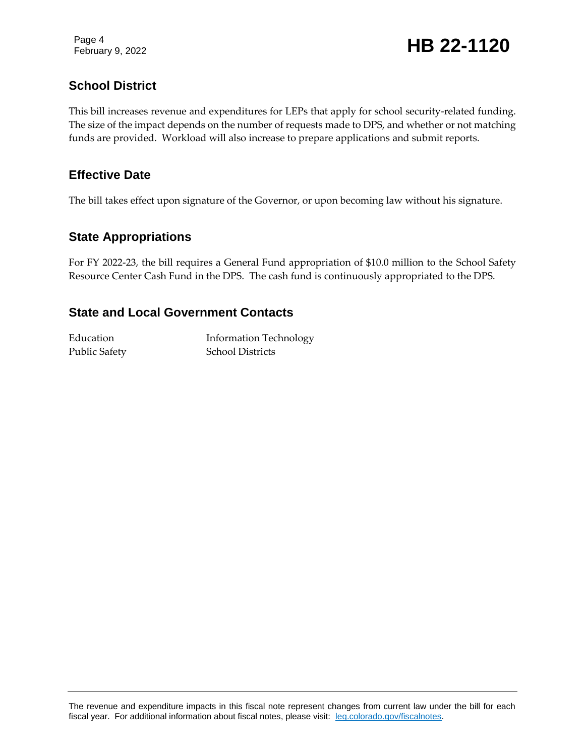## School District

This bill increases revenue and expenditures for LEPs that apply for school security-related funding. The size of the impact depends on the number of requests made to DPS, and whether or not matching funds are provided. Workload will also increase to prepare applications and submit reports.

## Effective Date

The bill takes effect upon signature of the Governor, or upon becoming law without his signature.

## State Appropriations

For FY 2022-23, the bill requires a General Fund appropriation of $10.0 million to the School Safety Resource Center Cash Fund in the DPS. The cash fund is continuously appropriated to the DPS.

## State and Local Government Contacts

| | |
|---|---|
| Education | Information Technology |
| Public Safety | School Districts |

The revenue and expenditure impacts in this fiscal note represent changes from current law under the bill for each fiscal year. For additional information about fiscal notes, please visit: leg.colorado.gov/fiscalnotes.